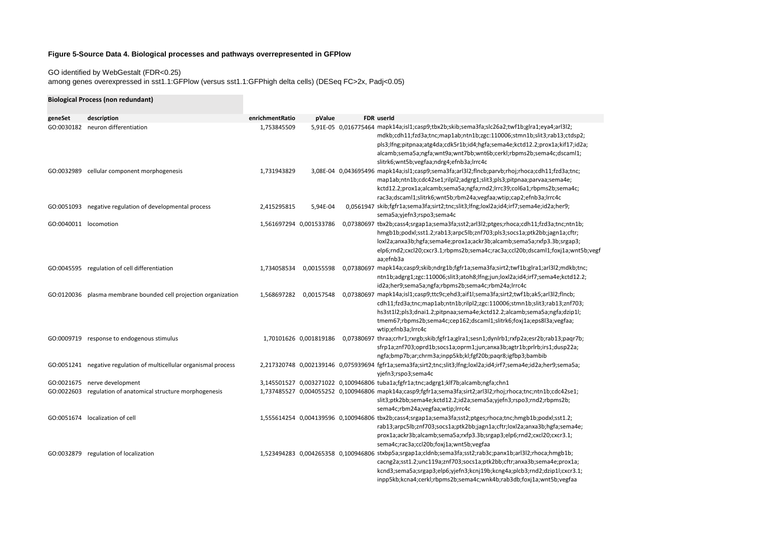### Figure 5-Source Data 4. Biological processes and pathways overrepresented in GFPlow

GO identified by WebGestalt (FDR<0.25)
among genes overexpressed in sst1.1:GFPlow (versus sst1.1:GFPhigh delta cells) (DESeq FC>2x, Padj<0.05)

**Biological Process (non redundant)**

| geneSet | description | enrichmentRatio | pValue | FDR | userId |
|---|---|---|---|---|---|
| GO:0030182 | neuron differentiation | 1,753845509 | 5,91E-05 | 0,016775464 | mapk14a;isl1;casp9;tbx2b;skib;sema3fa;slc26a2;twf1b;glra1;eya4;arl3l2;mdkb;cdh11;fzd3a;tnc;map1ab;ntn1b;zgc:110006;stmn1b;slit3;rab13;ctdsp2;pls3;lfng;pitpnaa;atg4da;cdk5r1b;id4;hgfa;sema4e;kctd12.2;prox1a;kif17;id2a;alcamb;sema5a;ngfa;wnt9a;wnt7bb;wnt6b;cerkl;rbpms2b;sema4c;dscaml1;slitrk6;wnt5b;vegfaa;ndrg4;efnb3a;lrrc4c |
| GO:0032989 | cellular component morphogenesis | 1,731943829 | 3,08E-04 | 0,043695496 | mapk14a;isl1;casp9;sema3fa;arl3l2;flncb;parvb;rhoj;rhoca;cdh11;fzd3a;tnc;map1ab;ntn1b;cdc42se1;rilpl2;adgrg1;slit3;pls3;pitpnaa;parvaa;sema4e;kctd12.2;prox1a;alcamb;sema5a;ngfa;rnd2;lrrc39;col6a1;rbpms2b;sema4c;rac3a;dscaml1;slitrk6;wnt5b;rbm24a;vegfaa;wtip;cap2;efnb3a;lrrc4c |
| GO:0051093 | negative regulation of developmental process | 2,415295815 | 5,94E-04 | 0,0561947 | skib;fgfr1a;sema3fa;sirt2;tnc;slit3;lfng;loxl2a;id4;irf7;sema4e;id2a;her9;sema5a;yjefn3;rspo3;sema4c |
| GO:0040011 | locomotion | 1,561697294 | 0,001533786 | 0,07380697 | tbx2b;cass4;srgap1a;sema3fa;sst2;arl3l2;ptges;rhoca;cdh11;fzd3a;tnc;ntn1b;hmgb1b;podxl;sst1.2;rab13;arpc5lb;znf703;pls3;socs1a;ptk2bb;jagn1a;cftr;loxl2a;anxa3b;hgfa;sema4e;prox1a;ackr3b;alcamb;sema5a;rxfp3.3b;srgap3;elp6;rnd2;cxcl20;cxcr3.1;rbpms2b;sema4c;rac3a;ccl20b;dscaml1;foxj1a;wnt5b;vegfaa;efnb3a |
| GO:0045595 | regulation of cell differentiation | 1,734058534 | 0,00155598 | 0,07380697 | mapk14a;casp9;skib;ndrg1b;fgfr1a;sema3fa;sirt2;twf1b;glra1;arl3l2;mdkb;tnc;ntn1b;adgrg1;zgc:110006;slit3;atoh8;lfng;jun;loxl2a;id4;irf7;sema4e;kctd12.2;id2a;her9;sema5a;ngfa;rbpms2b;sema4c;rbm24a;lrrc4c |
| GO:0120036 | plasma membrane bounded cell projection organization | 1,568697282 | 0,00157548 | 0,07380697 | mapk14a;isl1;casp9;ttc9c;ehd3;aif1l;sema3fa;sirt2;twf1b;ak5;arl3l2;flncb;cdh11;fzd3a;tnc;map1ab;ntn1b;rilpl2;zgc:110006;stmn1b;slit3;rab13;znf703;hs3st1l2;pls3;dnai1.2;pitpnaa;sema4e;kctd12.2;alcamb;sema5a;ngfa;dzip1l;tmem67;rbpms2b;sema4c;cep162;dscaml1;slitrk6;foxj1a;eps8l3a;vegfaa;wtip;efnb3a;lrrc4c |
| GO:0009719 | response to endogenous stimulus | 1,70101626 | 0,001819186 | 0,07380697 | thraa;crhr1;rxrgb;skib;fgfr1a;glra1;sesn1;dynlrb1;rxfp2a;esr2b;rab13;paqr7b;sfrp1a;znf703;oprd1b;socs1a;oprm1;jun;anxa3b;agtr1b;prlrb;irs1;dusp22a;ngfa;bmp7b;ar;chrm3a;inpp5kb;kl;fgf20b;paqr8;igfbp3;bambib |
| GO:0051241 | negative regulation of multicellular organismal process | 2,217320748 | 0,002139146 | 0,075939694 | fgfr1a;sema3fa;sirt2;tnc;slit3;lfng;loxl2a;id4;irf7;sema4e;id2a;her9;sema5a;yjefn3;rspo3;sema4c |
| GO:0021675 | nerve development | 3,145501527 | 0,003271022 | 0,100946806 | tuba1a;fgfr1a;tnc;adgrg1;klf7b;alcamb;ngfa;chn1 |
| GO:0022603 | regulation of anatomical structure morphogenesis | 1,737485527 | 0,004055252 | 0,100946806 | mapk14a;casp9;fgfr1a;sema3fa;sirt2;arl3l2;rhoj;rhoca;tnc;ntn1b;cdc42se1;slit3;ptk2bb;sema4e;kctd12.2;id2a;sema5a;yjefn3;rspo3;rnd2;rbpms2b;sema4c;rbm24a;vegfaa;wtip;lrrc4c |
| GO:0051674 | localization of cell | 1,555614254 | 0,004139596 | 0,100946806 | tbx2b;cass4;srgap1a;sema3fa;sst2;ptges;rhoca;tnc;hmgb1b;podxl;sst1.2;rab13;arpc5lb;znf703;socs1a;ptk2bb;jagn1a;cftr;loxl2a;anxa3b;hgfa;sema4e;prox1a;ackr3b;alcamb;sema5a;rxfp3.3b;srgap3;elp6;rnd2;cxcl20;cxcr3.1;sema4c;rac3a;ccl20b;foxj1a;wnt5b;vegfaa |
| GO:0032879 | regulation of localization | 1,523494283 | 0,004265358 | 0,100946806 | stxbp5a;srgap1a;cldnb;sema3fa;sst2;rab3c;panx1b;arl3l2;rhoca;hmgb1b;cacng2a;sst1.2;unc119a;znf703;socs1a;ptk2bb;cftr;anxa3b;sema4e;prox1a;kcnd3;sema5a;srgap3;elp6;yjefn3;kcnj19b;kcng4a;plcb3;rnd2;dzip1l;cxcr3.1;inpp5kb;kcna4;cerkl;rbpms2b;sema4c;wnk4b;rab3db;foxj1a;wnt5b;vegfaa |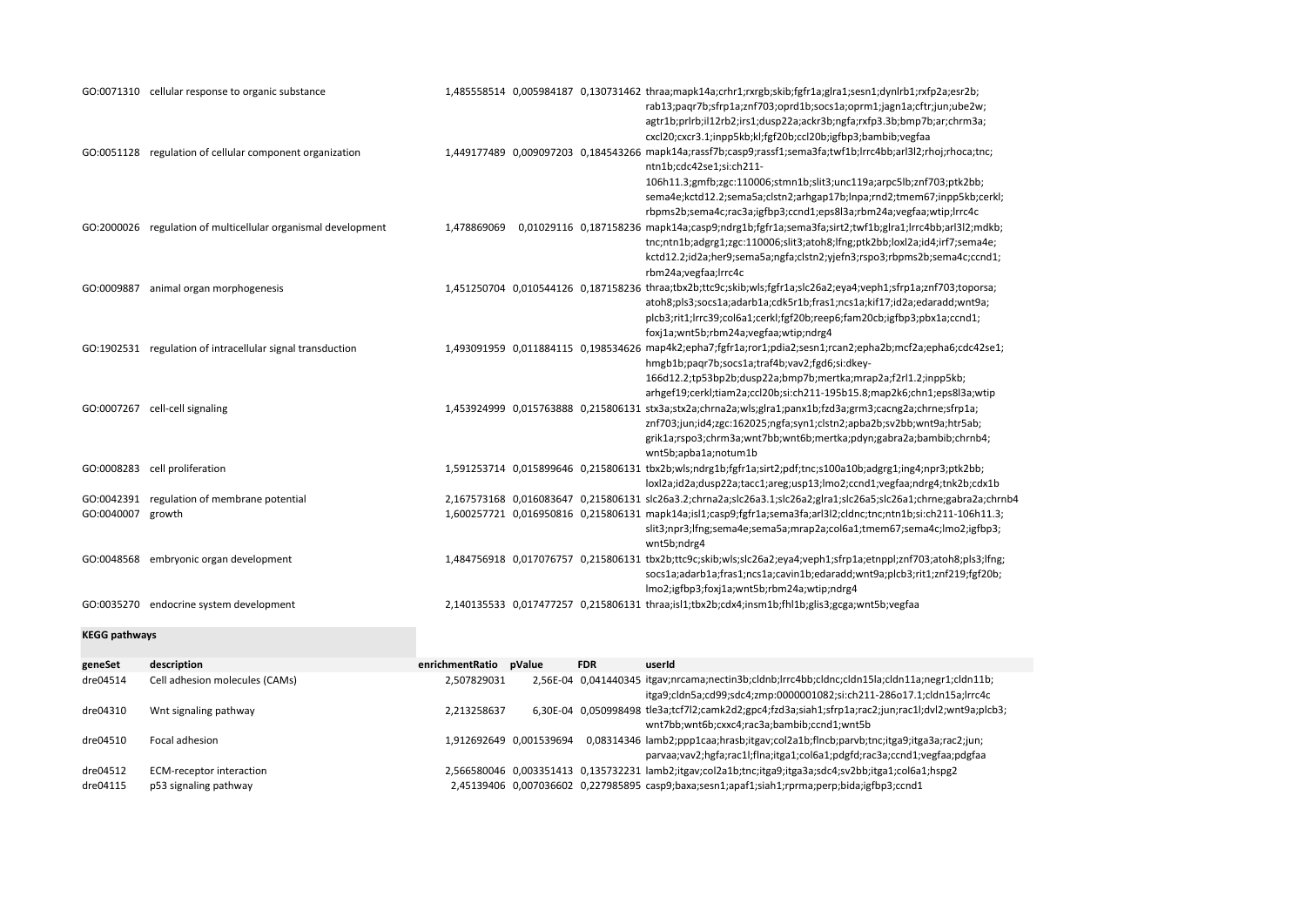| | | | | | |
|---|---|---|---|---|---|
| GO:0071310 | cellular response to organic substance | 1,485558514 | 0,005984187 | 0,130731462 | thraa;mapk14a;crhr1;rxrgb;skib;fgfr1a;glra1;sesn1;dynlrb1;rxfp2a;esr2b;rab13;paqr7b;sfrp1a;znf703;oprd1b;socs1a;oprm1;jagn1a;cftr;jun;ube2w;agtr1b;prlrb;il12rb2;irs1;dusp22a;ackr3b;ngfa;rxfp3.3b;bmp7b;ar;chrm3a;cxcl20;cxcr3.1;inpp5kb;kl;fgf20b;ccl20b;igfbp3;bambib;vegfaa |
| GO:0051128 | regulation of cellular component organization | 1,449177489 | 0,009097203 | 0,184543266 | mapk14a;rassf7b;casp9;rassf1;sema3fa;twf1b;lrrc4bb;arl3l2;rhoj;rhoca;tnc;ntn1b;cdc42se1;si:ch211-106h11.3;gmfb;zgc:110006;stmn1b;slit3;unc119a;arpc5lb;znf703;ptk2bb;sema4e;kctd12.2;sema5a;clstn2;arhgap17b;lnpa;rnd2;tmem67;inpp5kb;cerkl;rbpms2b;sema4c;rac3a;igfbp3;ccnd1;eps8l3a;rbm24a;vegfaa;wtip;lrrc4c |
| GO:2000026 | regulation of multicellular organismal development | 1,478869069 | 0,01029116 | 0,187158236 | mapk14a;casp9;ndrg1b;fgfr1a;sema3fa;sirt2;twf1b;glra1;lrrc4bb;arl3l2;mdkb;tnc;ntn1b;adgrg1;zgc:110006;slit3;atoh8;lfng;ptk2bb;loxl2a;id4;irf7;sema4e;kctd12.2;id2a;her9;sema5a;ngfa;clstn2;yjefn3;rspo3;rbpms2b;sema4c;ccnd1;rbm24a;vegfaa;lrrc4c |
| GO:0009887 | animal organ morphogenesis | 1,451250704 | 0,010544126 | 0,187158236 | thraa;tbx2b;ttc9c;skib;wls;fgfr1a;slc26a2;eya4;veph1;sfrp1a;znf703;toporsa;atoh8;pls3;socs1a;adarb1a;cdk5r1b;fras1;ncs1a;kif17;id2a;edaradd;wnt9a;plcb3;rit1;lrrc39;col6a1;cerkl;fgf20b;reep6;fam20cb;igfbp3;pbx1a;ccnd1;foxj1a;wnt5b;rbm24a;vegfaa;wtip;ndrg4 |
| GO:1902531 | regulation of intracellular signal transduction | 1,493091959 | 0,011884115 | 0,198534626 | map4k2;epha7;fgfr1a;ror1;pdia2;sesn1;rcan2;epha2b;mcf2a;epha6;cdc42se1;hmgb1b;paqr7b;socs1a;traf4b;vav2;fgd6;si:dkey-166d12.2;tp53bp2b;dusp22a;bmp7b;mertka;mrap2a;f2rl1.2;inpp5kb;arhgef19;cerkl;tiam2a;ccl20b;si:ch211-195b15.8;map2k6;chn1;eps8l3a;wtip |
| GO:0007267 | cell-cell signaling | 1,453924999 | 0,015763888 | 0,215806131 | stx3a;stx2a;chrna2a;wls;glra1;panx1b;fzd3a;grm3;cacng2a;chrne;sfrp1a;znf703;jun;id4;zgc:162025;ngfa;syn1;clstn2;apba2b;sv2bb;wnt9a;htr5ab;grik1a;rspo3;chrm3a;wnt7bb;wnt6b;mertka;pdyn;gabra2a;bambib;chrnb4;wnt5b;apba1a;notum1b |
| GO:0008283 | cell proliferation | 1,591253714 | 0,015899646 | 0,215806131 | tbx2b;wls;ndrg1b;fgfr1a;sirt2;pdf;tnc;s100a10b;adgrg1;ing4;npr3;ptk2bb;loxl2a;id2a;dusp22a;tacc1;areg;usp13;lmo2;ccnd1;vegfaa;ndrg4;tnk2b;cdx1b |
| GO:0042391 | regulation of membrane potential | 2,167573168 | 0,016083647 | 0,215806131 | slc26a3.2;chrna2a;slc26a3.1;slc26a2;glra1;slc26a5;slc26a1;chrne;gabra2a;chrnb4 |
| GO:0040007 | growth | 1,600257721 | 0,016950816 | 0,215806131 | mapk14a;isl1;casp9;fgfr1a;sema3fa;arl3l2;cldnc;tnc;ntn1b;si:ch211-106h11.3;slit3;npr3;lfng;sema4e;sema5a;mrap2a;col6a1;tmem67;sema4c;lmo2;igfbp3;wnt5b;ndrg4 |
| GO:0048568 | embryonic organ development | 1,484756918 | 0,017076757 | 0,215806131 | tbx2b;ttc9c;skib;wls;slc26a2;eya4;veph1;sfrp1a;etnppl;znf703;atoh8;pls3;lfng;socs1a;adarb1a;fras1;ncs1a;cavin1b;edaradd;wnt9a;plcb3;rit1;znf219;fgf20b;lmo2;igfbp3;foxj1a;wnt5b;rbm24a;wtip;ndrg4 |
| GO:0035270 | endocrine system development | 2,140135533 | 0,017477257 | 0,215806131 | thraa;isl1;tbx2b;cdx4;insm1b;fhl1b;glis3;gcga;wnt5b;vegfaa |

**KEGG pathways**

| geneSet | description | enrichmentRatio | pValue | FDR | userId |
|---|---|---|---|---|---|
| dre04514 | Cell adhesion molecules (CAMs) | 2,507829031 | 2,56E-04 | 0,041440345 | itgav;nrcama;nectin3b;cldnb;lrrc4bb;cldnc;cldn15la;cldn11a;negr1;cldn11b;itga9;cldn5a;cd99;sdc4;zmp:0000001082;si:ch211-286o17.1;cldn15a;lrrc4c |
| dre04310 | Wnt signaling pathway | 2,213258637 | 6,30E-04 | 0,050998498 | tle3a;tcf7l2;camk2d2;gpc4;fzd3a;siah1;sfrp1a;rac2;jun;rac1l;dvl2;wnt9a;plcb3;wnt7bb;wnt6b;cxxc4;rac3a;bambib;ccnd1;wnt5b |
| dre04510 | Focal adhesion | 1,912692649 | 0,001539694 | 0,08314346 | lamb2;ppp1caa;hrasb;itgav;col2a1b;flncb;parvb;tnc;itga9;itga3a;rac2;jun;parvaa;vav2;hgfa;rac1l;flna;itga1;col6a1;pdgfd;rac3a;ccnd1;vegfaa;pdgfaa |
| dre04512 | ECM-receptor interaction | 2,566580046 | 0,003351413 | 0,135732231 | lamb2;itgav;col2a1b;tnc;itga9;itga3a;sdc4;sv2bb;itga1;col6a1;hspg2 |
| dre04115 | p53 signaling pathway | 2,45139406 | 0,007036602 | 0,227985895 | casp9;baxa;sesn1;apaf1;siah1;rprma;perp;bida;igfbp3;ccnd1 |